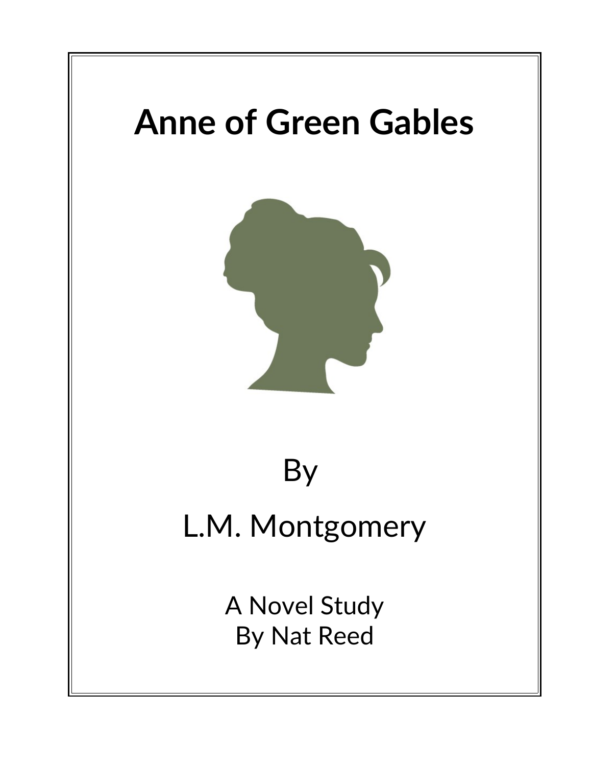# Anne of Green Gables

By

L.M. Montgomery

A Novel Study
By Nat Reed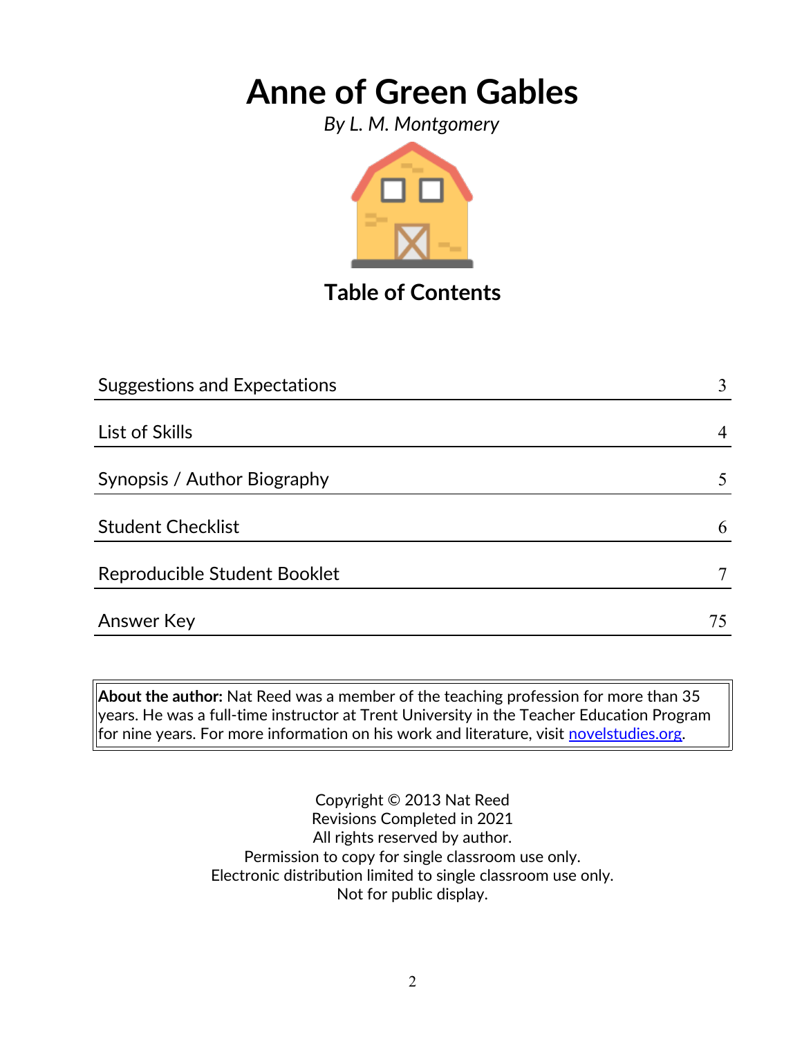# Anne of Green Gables

*By L. M. Montgomery*

## Table of Contents

| | |
|---|---|
| Suggestions and Expectations | 3 |
| List of Skills | 4 |
| Synopsis / Author Biography | 5 |
| Student Checklist | 6 |
| Reproducible Student Booklet | 7 |
| Answer Key | 75 |

**About the author:** Nat Reed was a member of the teaching profession for more than 35 years. He was a full-time instructor at Trent University in the Teacher Education Program for nine years. For more information on his work and literature, visit [novelstudies.org](novelstudies.org).

Copyright © 2013 Nat Reed
Revisions Completed in 2021
All rights reserved by author.
Permission to copy for single classroom use only.
Electronic distribution limited to single classroom use only.
Not for public display.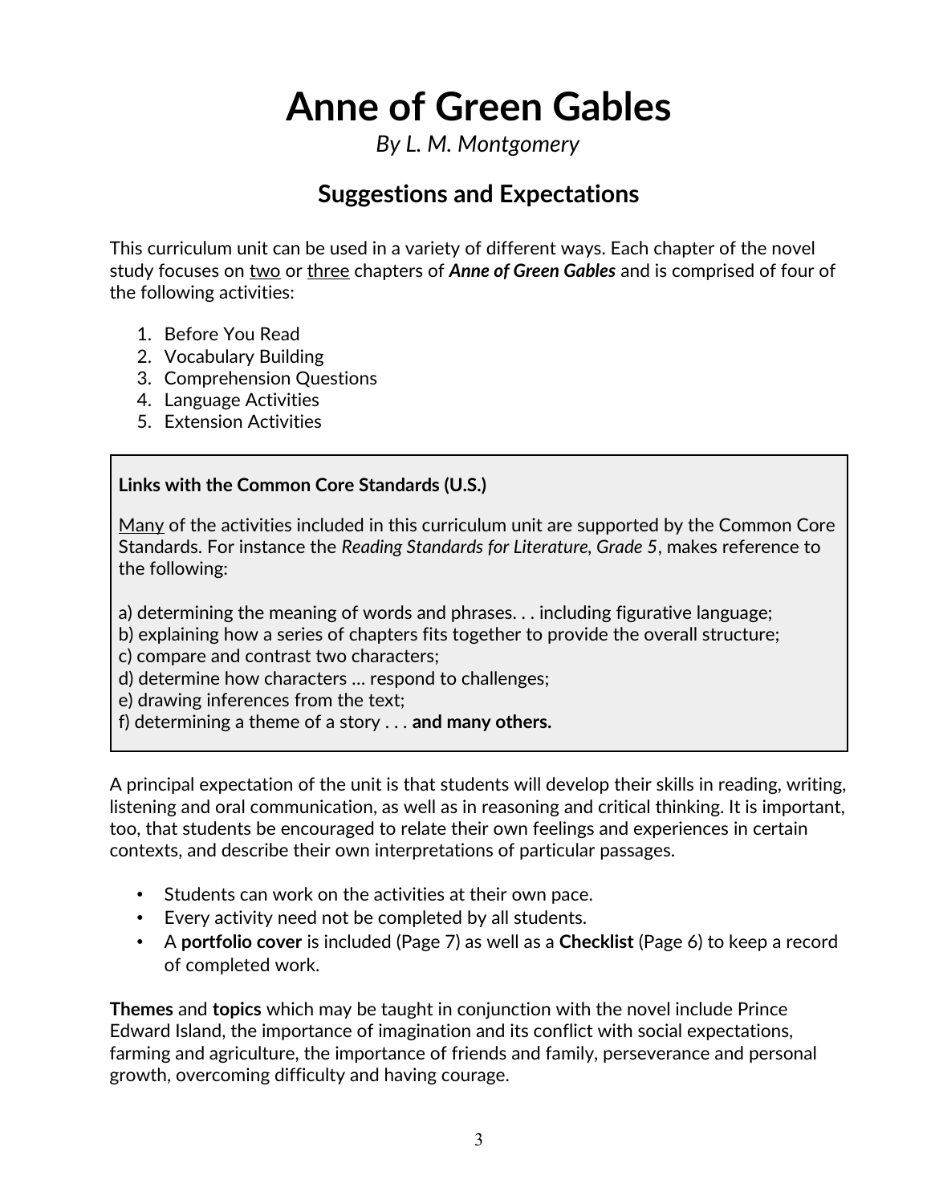# Anne of Green Gables

*By L. M. Montgomery*

## Suggestions and Expectations

This curriculum unit can be used in a variety of different ways. Each chapter of the novel study focuses on <u>two</u> or <u>three</u> chapters of ***Anne of Green Gables*** and is comprised of four of the following activities:

1. Before You Read
2. Vocabulary Building
3. Comprehension Questions
4. Language Activities
5. Extension Activities

> **Links with the Common Core Standards (U.S.)**
>
> <u>Many</u> of the activities included in this curriculum unit are supported by the Common Core Standards. For instance the *Reading Standards for Literature, Grade 5*, makes reference to the following:
>
> a) determining the meaning of words and phrases. . . including figurative language;
> b) explaining how a series of chapters fits together to provide the overall structure;
> c) compare and contrast two characters;
> d) determine how characters … respond to challenges;
> e) drawing inferences from the text;
> f) determining a theme of a story . . . **and many others.**

A principal expectation of the unit is that students will develop their skills in reading, writing, listening and oral communication, as well as in reasoning and critical thinking. It is important, too, that students be encouraged to relate their own feelings and experiences in certain contexts, and describe their own interpretations of particular passages.

- Students can work on the activities at their own pace.
- Every activity need not be completed by all students.
- A **portfolio cover** is included (Page 7) as well as a **Checklist** (Page 6) to keep a record of completed work.

**Themes** and **topics** which may be taught in conjunction with the novel include Prince Edward Island, the importance of imagination and its conflict with social expectations, farming and agriculture, the importance of friends and family, perseverance and personal growth, overcoming difficulty and having courage.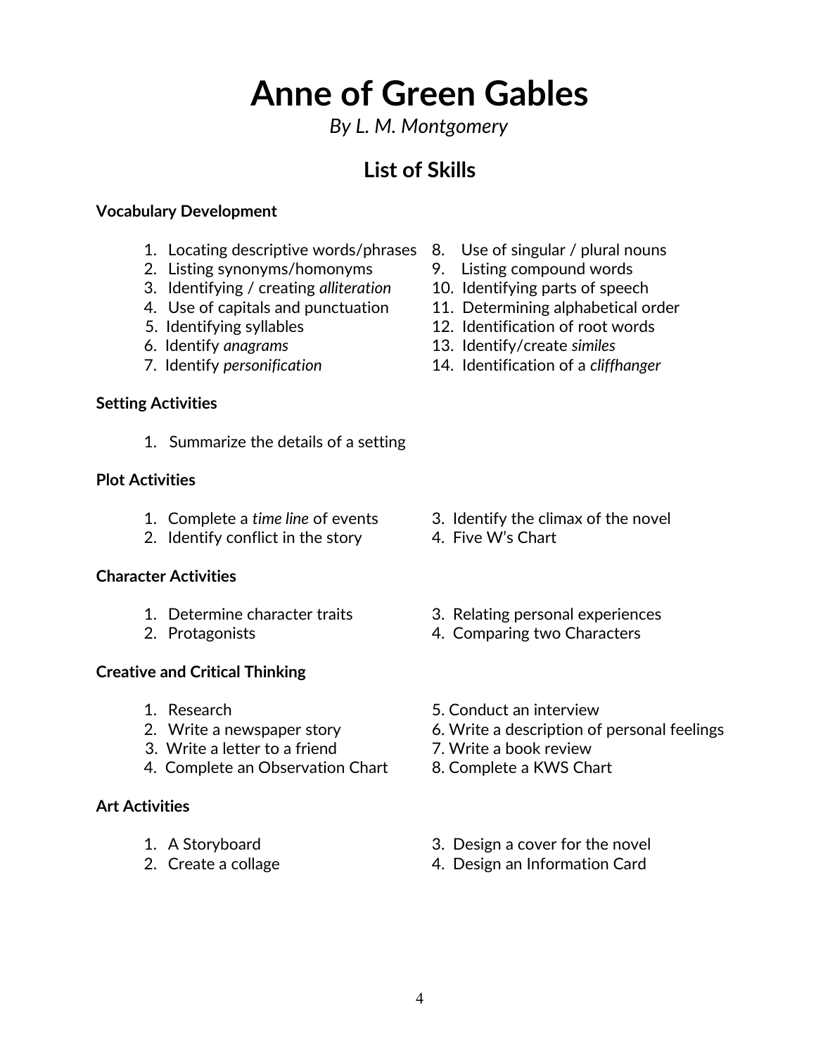# Anne of Green Gables

*By L. M. Montgomery*

## List of Skills

**Vocabulary Development**

1. Locating descriptive words/phrases
2. Listing synonyms/homonyms
3. Identifying / creating *alliteration*
4. Use of capitals and punctuation
5. Identifying syllables
6. Identify *anagrams*
7. Identify *personification*
8. Use of singular / plural nouns
9. Listing compound words
10. Identifying parts of speech
11. Determining alphabetical order
12. Identification of root words
13. Identify/create *similes*
14. Identification of a *cliffhanger*

**Setting Activities**

1. Summarize the details of a setting

**Plot Activities**

1. Complete a *time line* of events
2. Identify conflict in the story
3. Identify the climax of the novel
4. Five W's Chart

**Character Activities**

1. Determine character traits
2. Protagonists
3. Relating personal experiences
4. Comparing two Characters

**Creative and Critical Thinking**

1. Research
2. Write a newspaper story
3. Write a letter to a friend
4. Complete an Observation Chart
5. Conduct an interview
6. Write a description of personal feelings
7. Write a book review
8. Complete a KWS Chart

**Art Activities**

1. A Storyboard
2. Create a collage
3. Design a cover for the novel
4. Design an Information Card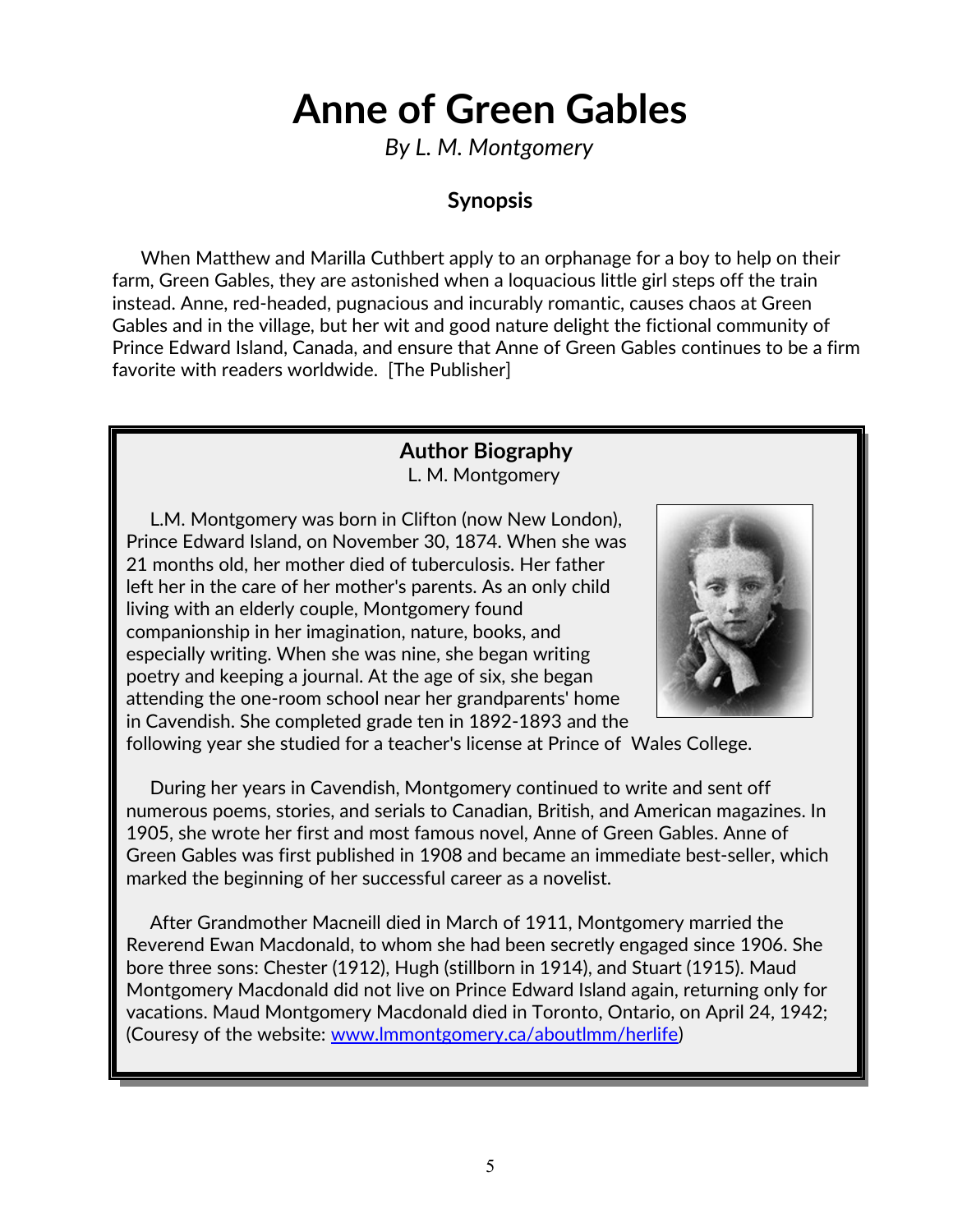# Anne of Green Gables

*By L. M. Montgomery*

## Synopsis

When Matthew and Marilla Cuthbert apply to an orphanage for a boy to help on their farm, Green Gables, they are astonished when a loquacious little girl steps off the train instead. Anne, red-headed, pugnacious and incurably romantic, causes chaos at Green Gables and in the village, but her wit and good nature delight the fictional community of Prince Edward Island, Canada, and ensure that Anne of Green Gables continues to be a firm favorite with readers worldwide. [The Publisher]

## Author Biography

L. M. Montgomery

L.M. Montgomery was born in Clifton (now New London), Prince Edward Island, on November 30, 1874. When she was 21 months old, her mother died of tuberculosis. Her father left her in the care of her mother's parents. As an only child living with an elderly couple, Montgomery found companionship in her imagination, nature, books, and especially writing. When she was nine, she began writing poetry and keeping a journal. At the age of six, she began attending the one-room school near her grandparents' home in Cavendish. She completed grade ten in 1892-1893 and the following year she studied for a teacher's license at Prince of Wales College.

During her years in Cavendish, Montgomery continued to write and sent off numerous poems, stories, and serials to Canadian, British, and American magazines. In 1905, she wrote her first and most famous novel, Anne of Green Gables. Anne of Green Gables was first published in 1908 and became an immediate best-seller, which marked the beginning of her successful career as a novelist.

After Grandmother Macneill died in March of 1911, Montgomery married the Reverend Ewan Macdonald, to whom she had been secretly engaged since 1906. She bore three sons: Chester (1912), Hugh (stillborn in 1914), and Stuart (1915). Maud Montgomery Macdonald did not live on Prince Edward Island again, returning only for vacations. Maud Montgomery Macdonald died in Toronto, Ontario, on April 24, 1942; (Couresy of the website: [www.lmmontgomery.ca/aboutlmm/herlife](www.lmmontgomery.ca/aboutlmm/herlife))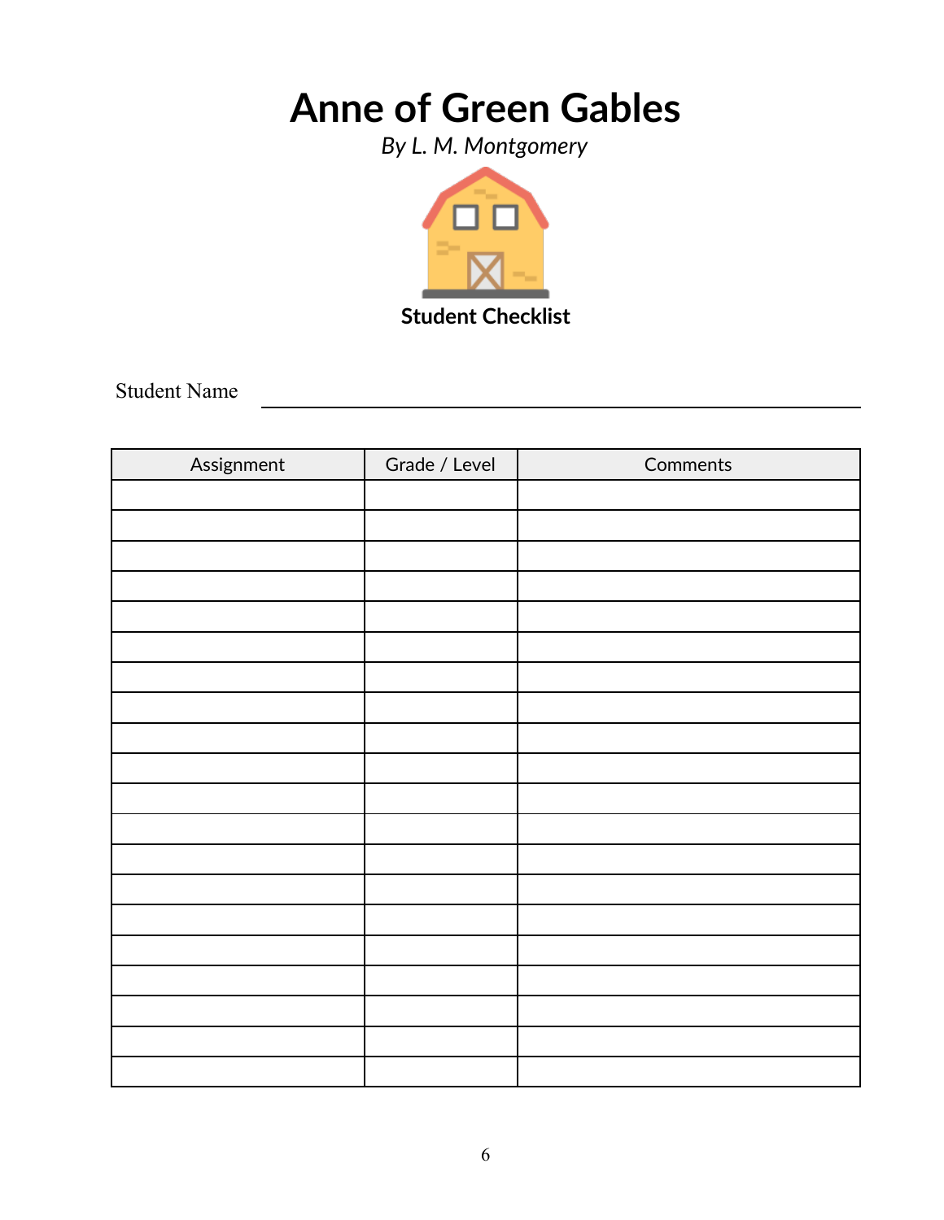# Anne of Green Gables

*By L. M. Montgomery*

**Student Checklist**

Student Name ______________________________

| Assignment | Grade / Level | Comments |
|---|---|---|
| | | |
| | | |
| | | |
| | | |
| | | |
| | | |
| | | |
| | | |
| | | |
| | | |
| | | |
| | | |
| | | |
| | | |
| | | |
| | | |
| | | |
| | | |
| | | |
| | | |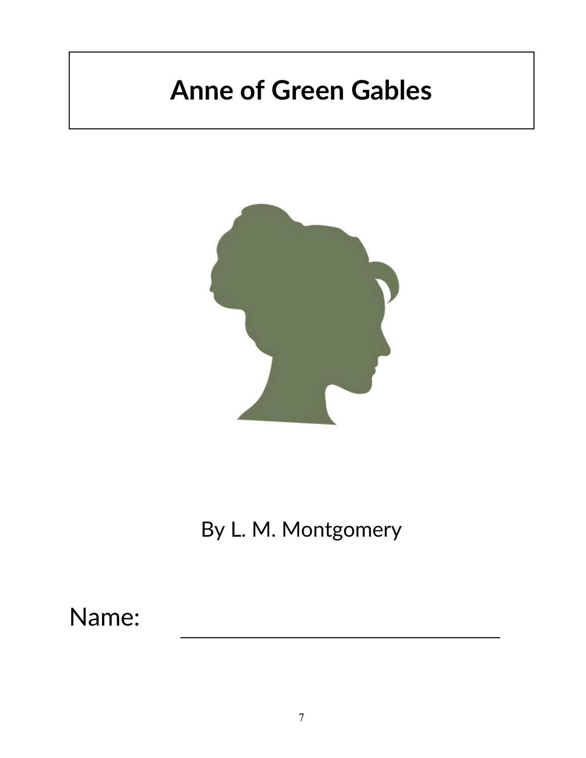# Anne of Green Gables

By L. M. Montgomery

Name: \_\_\_\_\_\_\_\_\_\_\_\_\_\_\_\_\_\_\_\_\_\_\_\_\_\_\_\_\_\_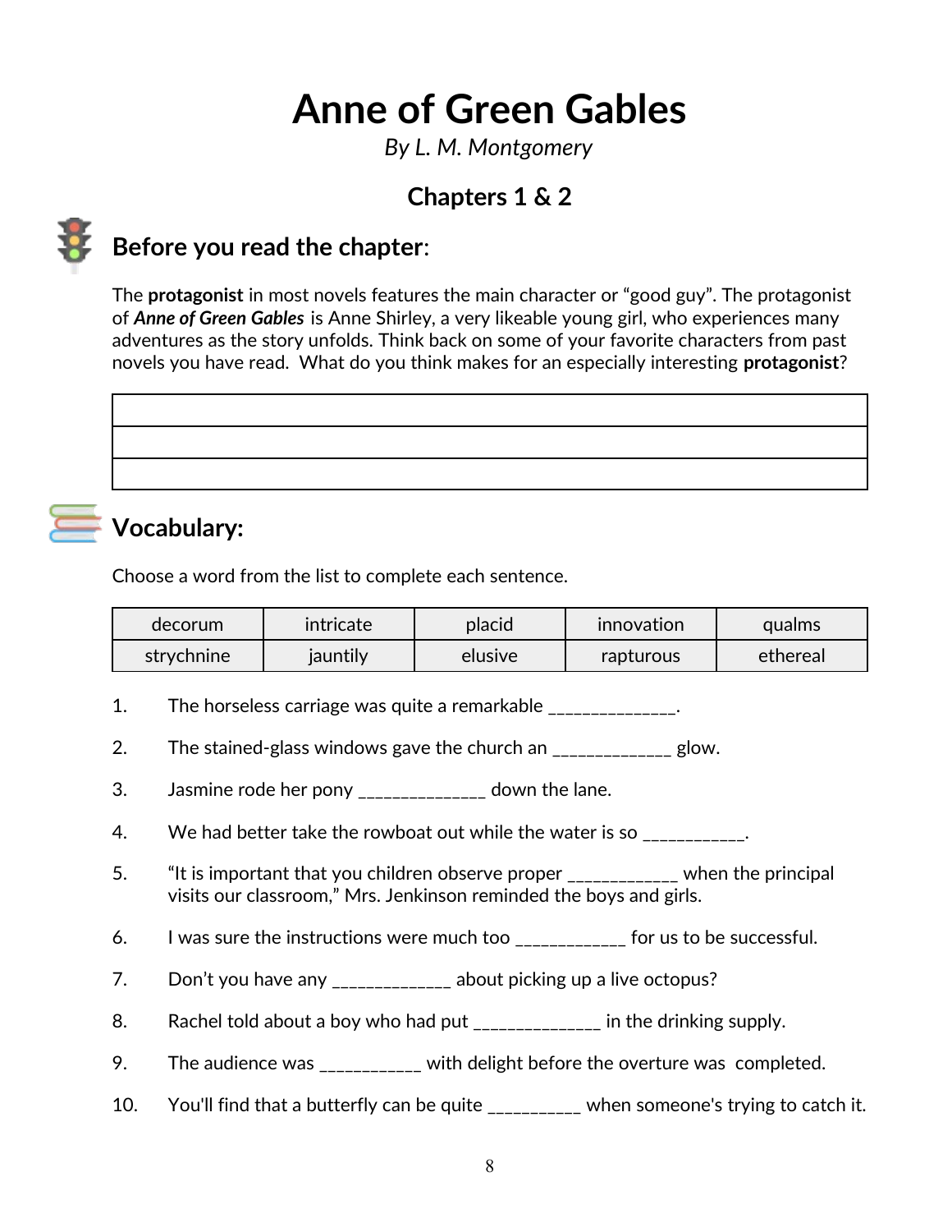# Anne of Green Gables

*By L. M. Montgomery*

## Chapters 1 & 2

## Before you read the chapter:

The **protagonist** in most novels features the main character or "good guy". The protagonist of ***Anne of Green Gables*** is Anne Shirley, a very likeable young girl, who experiences many adventures as the story unfolds. Think back on some of your favorite characters from past novels you have read. What do you think makes for an especially interesting **protagonist**?

| |
|---|
| |
| |
| |

## Vocabulary:

Choose a word from the list to complete each sentence.

| decorum | intricate | placid | innovation | qualms |
|---|---|---|---|---|
| strychnine | jauntily | elusive | rapturous | ethereal |

1. The horseless carriage was quite a remarkable ______________.
2. The stained-glass windows gave the church an _____________ glow.
3. Jasmine rode her pony ______________ down the lane.
4. We had better take the rowboat out while the water is so ___________.
5. "It is important that you children observe proper ____________ when the principal visits our classroom," Mrs. Jenkinson reminded the boys and girls.
6. I was sure the instructions were much too ____________ for us to be successful.
7. Don't you have any _____________ about picking up a live octopus?
8. Rachel told about a boy who had put ______________ in the drinking supply.
9. The audience was ___________ with delight before the overture was completed.
10. You'll find that a butterfly can be quite __________ when someone's trying to catch it.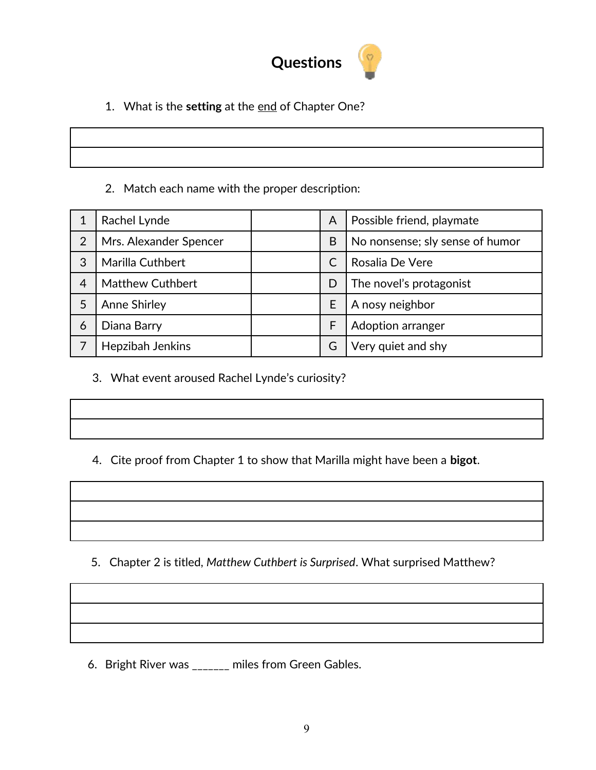# Questions

1. What is the **setting** at the end of Chapter One?

| |
|---|
| |
| |

2. Match each name with the proper description:

| | | | | |
|---|---|---|---|---|
| 1 | Rachel Lynde | | A | Possible friend, playmate |
| 2 | Mrs. Alexander Spencer | | B | No nonsense; sly sense of humor |
| 3 | Marilla Cuthbert | | C | Rosalia De Vere |
| 4 | Matthew Cuthbert | | D | The novel's protagonist |
| 5 | Anne Shirley | | E | A nosy neighbor |
| 6 | Diana Barry | | F | Adoption arranger |
| 7 | Hepzibah Jenkins | | G | Very quiet and shy |

3. What event aroused Rachel Lynde's curiosity?

| |
|---|
| |
| |

4. Cite proof from Chapter 1 to show that Marilla might have been a **bigot**.

| |
|---|
| |
| |
| |

5. Chapter 2 is titled, *Matthew Cuthbert is Surprised*. What surprised Matthew?

| |
|---|
| |
| |
| |

6. Bright River was ______ miles from Green Gables.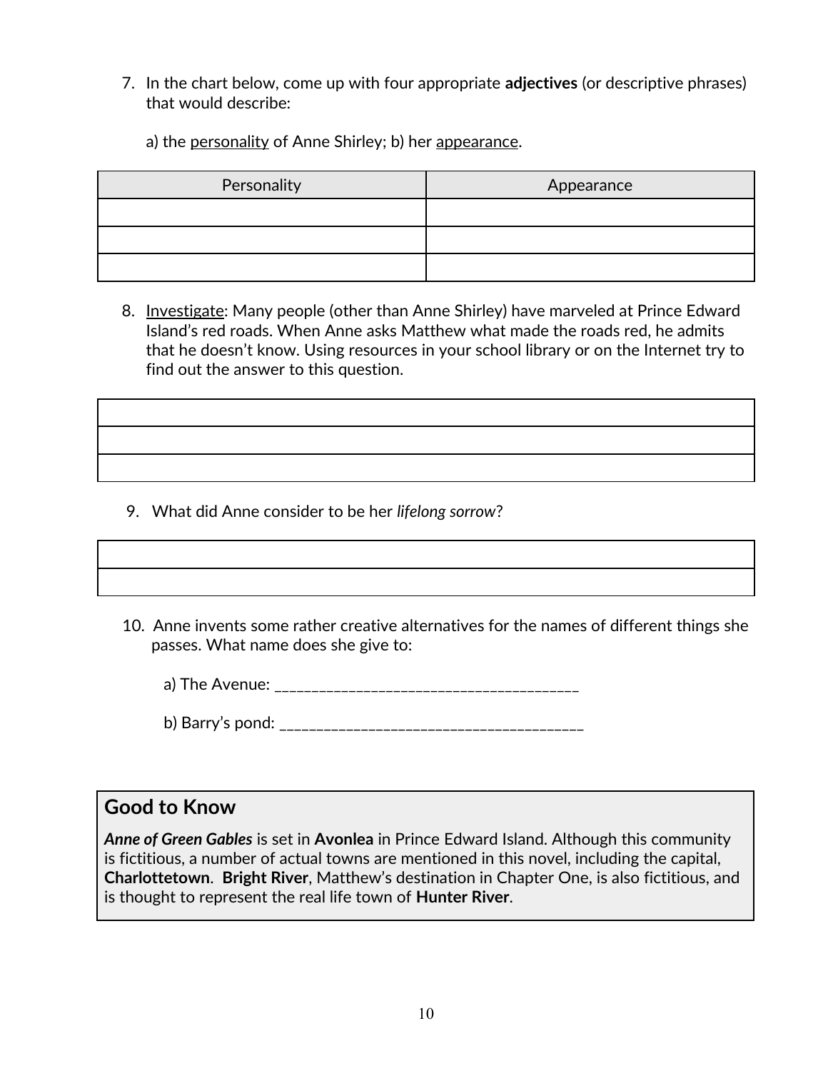7. In the chart below, come up with four appropriate **adjectives** (or descriptive phrases) that would describe:

   a) the <u>personality</u> of Anne Shirley; b) her <u>appearance</u>.

| Personality | Appearance |
|---|---|
| | |
| | |
| | |

8. <u>Investigate</u>: Many people (other than Anne Shirley) have marveled at Prince Edward Island's red roads. When Anne asks Matthew what made the roads red, he admits that he doesn't know. Using resources in your school library or on the Internet try to find out the answer to this question.

| |
|---|
| |
| |
| |

9. What did Anne consider to be her *lifelong sorrow*?

| |
|---|
| |
| |

10. Anne invents some rather creative alternatives for the names of different things she passes. What name does she give to:

    a) The Avenue: ______________________________________

    b) Barry's pond: ______________________________________

## Good to Know

***Anne of Green Gables*** is set in **Avonlea** in Prince Edward Island. Although this community is fictitious, a number of actual towns are mentioned in this novel, including the capital, **Charlottetown**. **Bright River**, Matthew's destination in Chapter One, is also fictitious, and is thought to represent the real life town of **Hunter River**.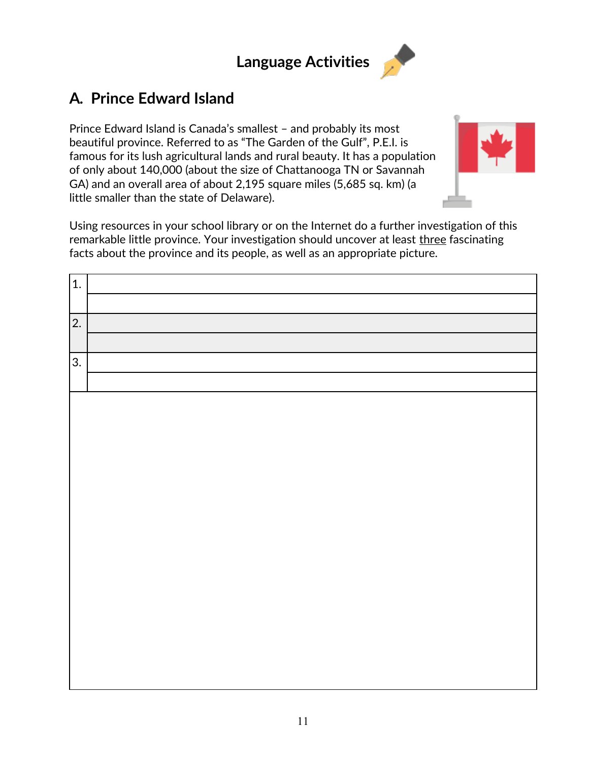# Language Activities

## A. Prince Edward Island

Prince Edward Island is Canada's smallest – and probably its most beautiful province. Referred to as "The Garden of the Gulf", P.E.I. is famous for its lush agricultural lands and rural beauty. It has a population of only about 140,000 (about the size of Chattanooga TN or Savannah GA) and an overall area of about 2,195 square miles (5,685 sq. km) (a little smaller than the state of Delaware).

Using resources in your school library or on the Internet do a further investigation of this remarkable little province. Your investigation should uncover at least <u>three</u> fascinating facts about the province and its people, as well as an appropriate picture.

| | |
|---|---|
| 1. | |
| | |
| 2. | |
| | |
| 3. | |
| | |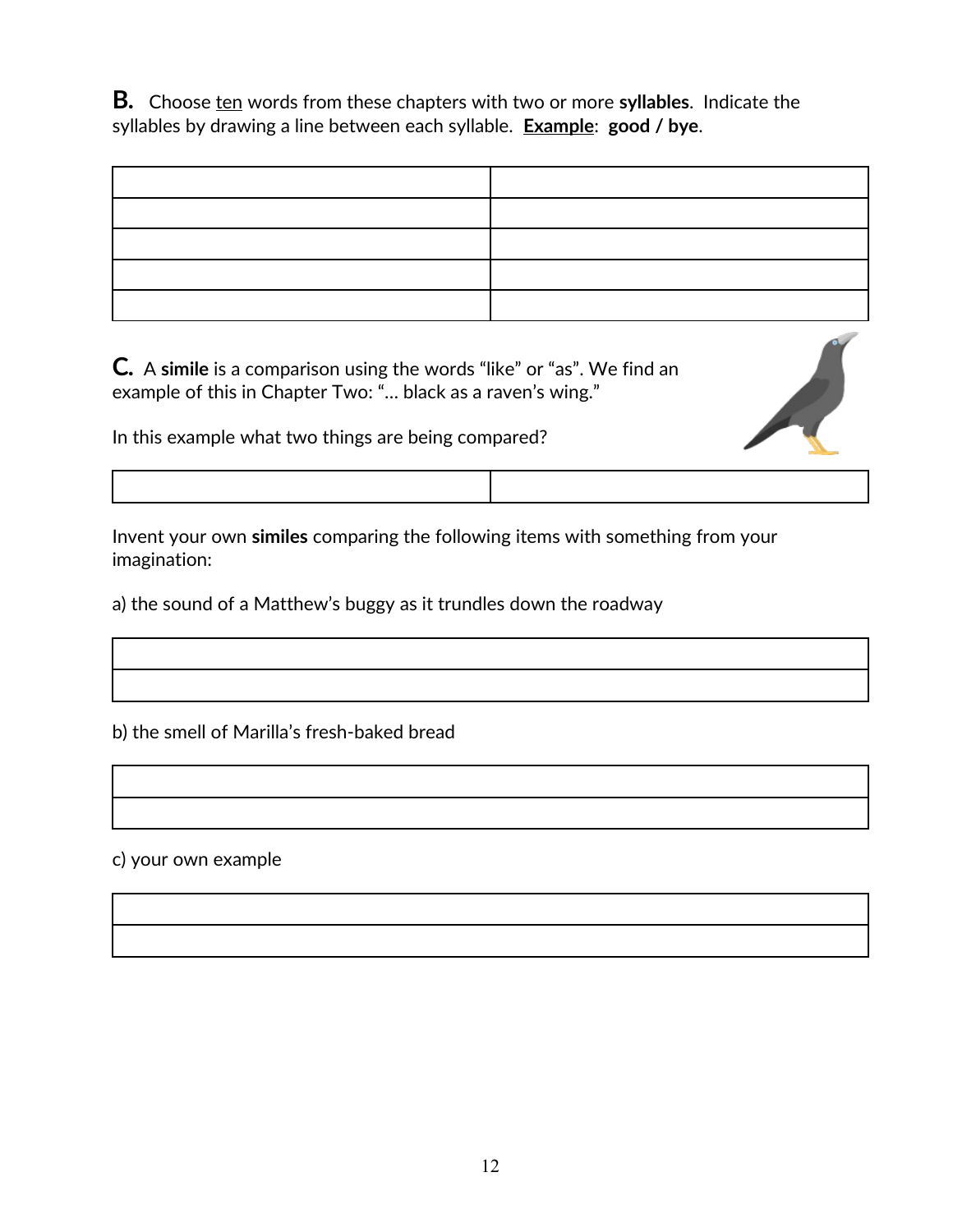**B.** Choose <u>ten</u> words from these chapters with two or more **syllables**. Indicate the syllables by drawing a line between each syllable. **<u>Example</u>**: **good / bye**.

| | |
|---|---|
| | |
| | |
| | |
| | |
| | |

**C.** A **simile** is a comparison using the words "like" or "as". We find an example of this in Chapter Two: "… black as a raven's wing."

In this example what two things are being compared?

| | |
|---|---|
| | |

Invent your own **similes** comparing the following items with something from your imagination:

a) the sound of a Matthew's buggy as it trundles down the roadway

| |
|---|
| |
| |

b) the smell of Marilla's fresh-baked bread

| |
|---|
| |
| |

c) your own example

| |
|---|
| |
| |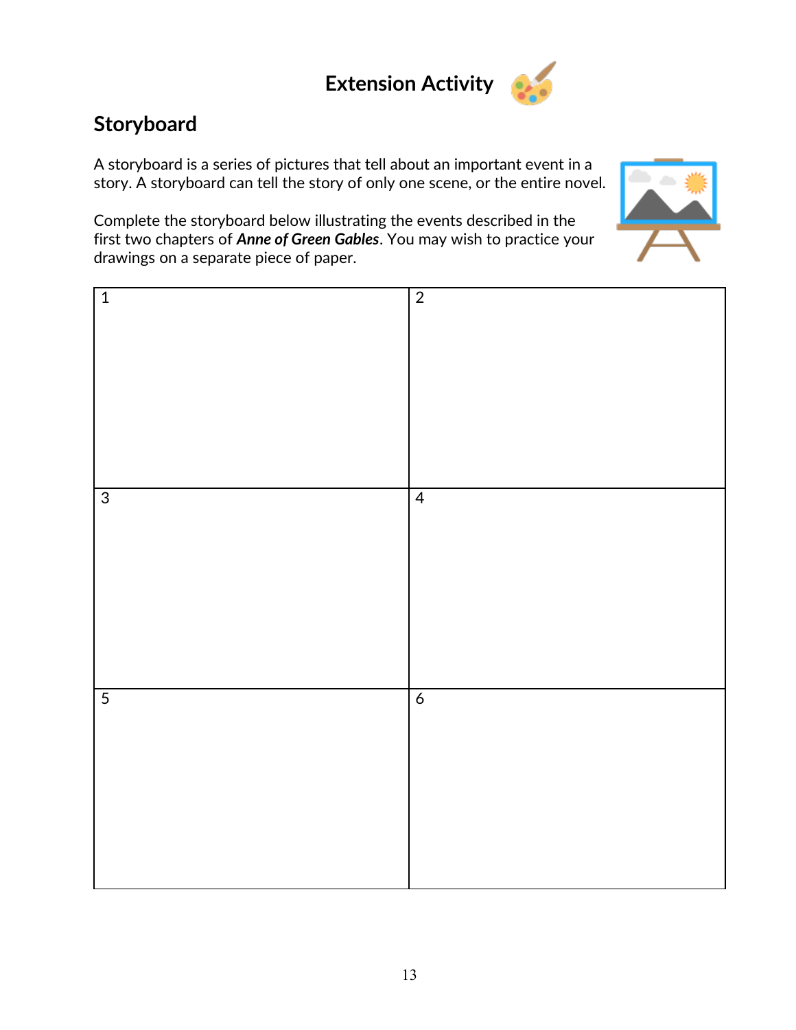# Extension Activity

## Storyboard

A storyboard is a series of pictures that tell about an important event in a story. A storyboard can tell the story of only one scene, or the entire novel.

Complete the storyboard below illustrating the events described in the first two chapters of ***Anne of Green Gables***. You may wish to practice your drawings on a separate piece of paper.

| | |
|---|---|
| 1 | 2 |
| 3 | 4 |
| 5 | 6 |